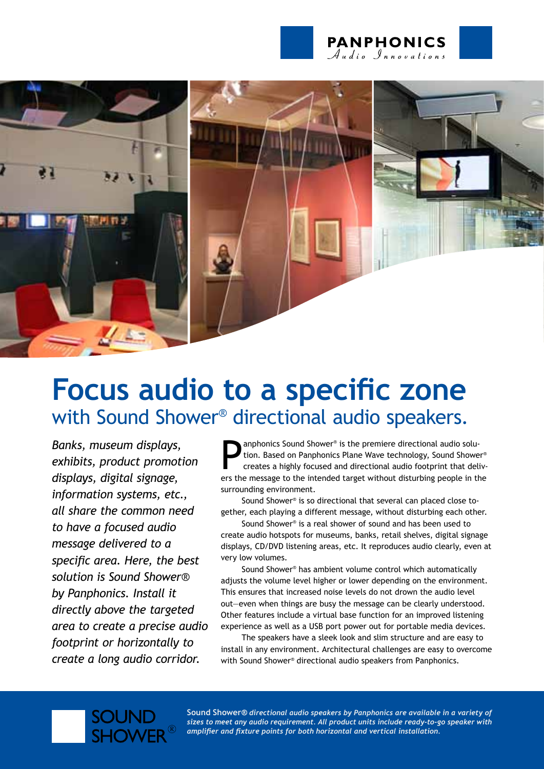PANPHONICS
*Audio Innovations*

# Focus audio to a specific zone

## with Sound Shower® directional audio speakers.

*Banks, museum displays, exhibits, product promotion displays, digital signage, information systems, etc., all share the common need to have a focused audio message delivered to a specific area. Here, the best solution is Sound Shower® by Panphonics. Install it directly above the targeted area to create a precise audio footprint or horizontally to create a long audio corridor.*

Panphonics Sound Shower® is the premiere directional audio solution. Based on Panphonics Plane Wave technology, Sound Shower® creates a highly focused and directional audio footprint that delivers the message to the intended target without disturbing people in the surrounding environment.

Sound Shower® is so directional that several can placed close together, each playing a different message, without disturbing each other.

Sound Shower® is a real shower of sound and has been used to create audio hotspots for museums, banks, retail shelves, digital signage displays, CD/DVD listening areas, etc. It reproduces audio clearly, even at very low volumes.

Sound Shower® has ambient volume control which automatically adjusts the volume level higher or lower depending on the environment. This ensures that increased noise levels do not drown the audio level out—even when things are busy the message can be clearly understood. Other features include a virtual base function for an improved listening experience as well as a USB port power out for portable media devices.

The speakers have a sleek look and slim structure and are easy to install in any environment. Architectural challenges are easy to overcome with Sound Shower® directional audio speakers from Panphonics.

SOUND SHOWER®

**Sound Shower®** *directional audio speakers by Panphonics are available in a variety of sizes to meet any audio requirement. All product units include ready-to-go speaker with amplifier and fixture points for both horizontal and vertical installation.*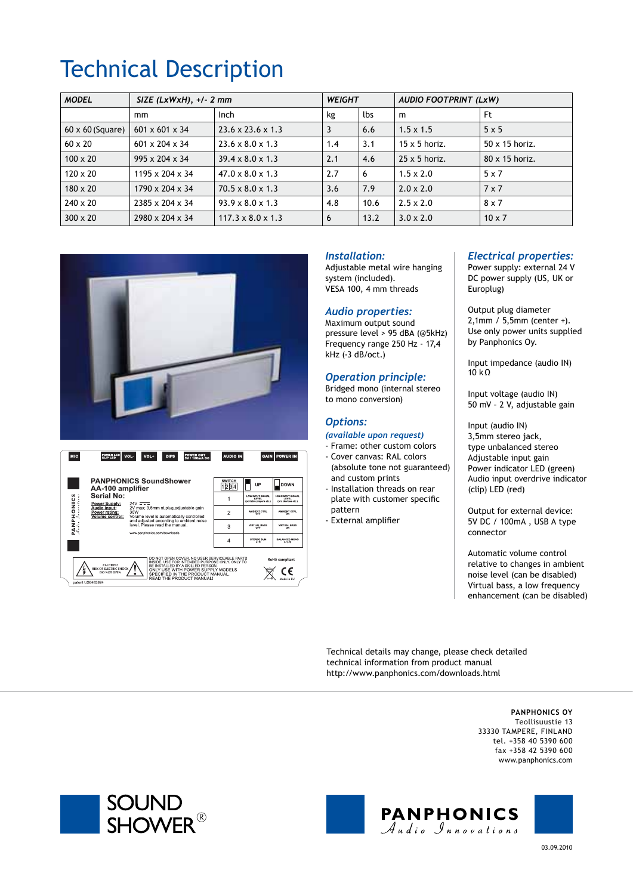# Technical Description

| MODEL | SIZE (LxWxH), +/- 2 mm | | WEIGHT | | AUDIO FOOTPRINT (LxW) | |
|---|---|---|---|---|---|---|
| | mm | Inch | kg | lbs | m | Ft |
| 60 x 60 (Square) | 601 x 601 x 34 | 23.6 x 23.6 x 1.3 | 3 | 6.6 | 1.5 x 1.5 | 5 x 5 |
| 60 x 20 | 601 x 204 x 34 | 23.6 x 8.0 x 1.3 | 1.4 | 3.1 | 15 x 5 horiz. | 50 x 15 horiz. |
| 100 x 20 | 995 x 204 x 34 | 39.4 x 8.0 x 1.3 | 2.1 | 4.6 | 25 x 5 horiz. | 80 x 15 horiz. |
| 120 x 20 | 1195 x 204 x 34 | 47.0 x 8.0 x 1.3 | 2.7 | 6 | 1.5 x 2.0 | 5 x 7 |
| 180 x 20 | 1790 x 204 x 34 | 70.5 x 8.0 x 1.3 | 3.6 | 7.9 | 2.0 x 2.0 | 7 x 7 |
| 240 x 20 | 2385 x 204 x 34 | 93.9 x 8.0 x 1.3 | 4.8 | 10.6 | 2.5 x 2.0 | 8 x 7 |
| 300 x 20 | 2980 x 204 x 34 | 117.3 x 8.0 x 1.3 | 6 | 13.2 | 3.0 x 2.0 | 10 x 7 |

### *Installation:*

Adjustable metal wire hanging system (included).
VESA 100, 4 mm threads

### *Audio properties:*

Maximum output sound pressure level > 95 dBA (@5kHz)
Frequency range 250 Hz - 17,4 kHz (-3 dB/oct.)

### *Operation principle:*

Bridged mono (internal stereo to mono conversion)

### *Options:*

*(available upon request)*

- Frame: other custom colors
- Cover canvas: RAL colors (absolute tone not guaranteed) and custom prints
- Installation threads on rear plate with customer specific pattern
- External amplifier

### *Electrical properties:*

Power supply: external 24 V DC power supply (US, UK or Europlug)

Output plug diameter 2,1mm / 5,5mm (center +).
Use only power units supplied by Panphonics Oy.

Input impedance (audio IN)
10 kΩ

Input voltage (audio IN)
50 mV – 2 V, adjustable gain

Input (audio IN)
3,5mm stereo jack,
type unbalanced stereo
Adjustable input gain
Power indicator LED (green)
Audio input overdrive indicator (clip) LED (red)

Output for external device:
5V DC / 100mA , USB A type connector

Automatic volume control relative to changes in ambient noise level (can be disabled)
Virtual bass, a low frequency enhancement (can be disabled)

Technical details may change, please check detailed technical information from product manual
http://www.panphonics.com/downloads.html

**PANPHONICS OY**
Teollisuustie 13
33330 TAMPERE, FINLAND
tel. +358 40 5390 600
fax +358 42 5390 600
www.panphonics.com

SOUND SHOWER®

PANPHONICS
Audio Innovations

03.09.2010